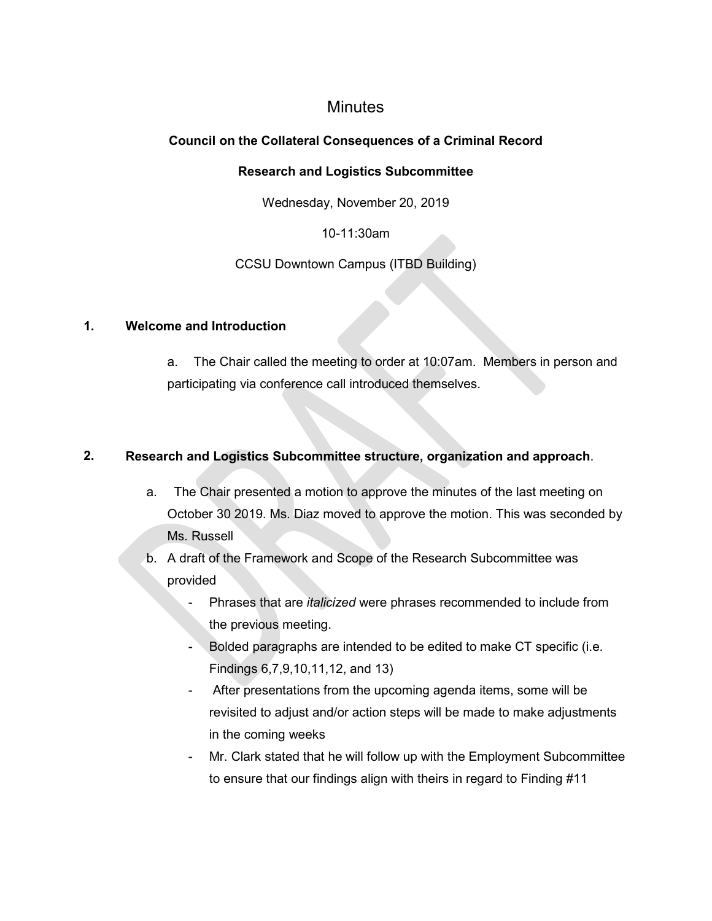# Minutes

**Council on the Collateral Consequences of a Criminal Record**

**Research and Logistics Subcommittee**

Wednesday, November 20, 2019

10-11:30am

CCSU Downtown Campus (ITBD Building)

## 1. Welcome and Introduction

a. The Chair called the meeting to order at 10:07am. Members in person and participating via conference call introduced themselves.

## 2. Research and Logistics Subcommittee structure, organization and approach.

a. The Chair presented a motion to approve the minutes of the last meeting on October 30 2019. Ms. Diaz moved to approve the motion. This was seconded by Ms. Russell

b. A draft of the Framework and Scope of the Research Subcommittee was provided
   - Phrases that are *italicized* were phrases recommended to include from the previous meeting.
   - Bolded paragraphs are intended to be edited to make CT specific (i.e. Findings 6,7,9,10,11,12, and 13)
   - After presentations from the upcoming agenda items, some will be revisited to adjust and/or action steps will be made to make adjustments in the coming weeks
   - Mr. Clark stated that he will follow up with the Employment Subcommittee to ensure that our findings align with theirs in regard to Finding #11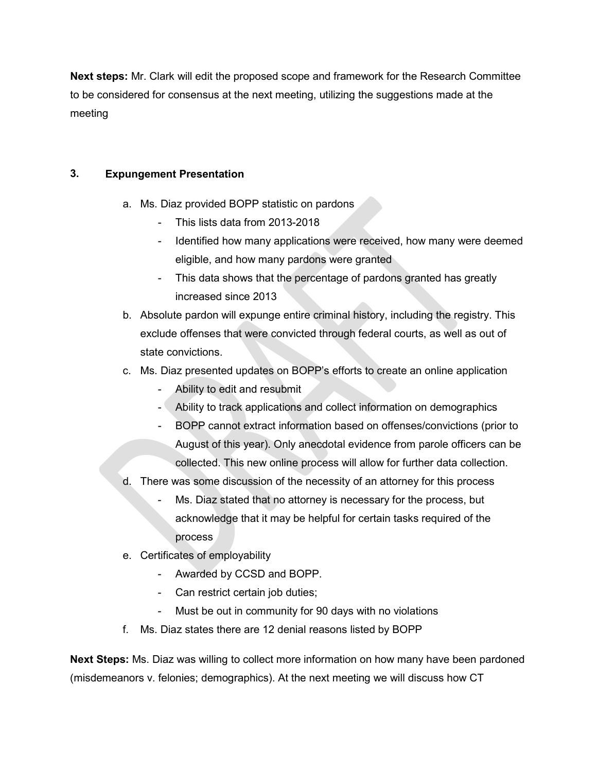**Next steps:** Mr. Clark will edit the proposed scope and framework for the Research Committee to be considered for consensus at the next meeting, utilizing the suggestions made at the meeting

## 3. Expungement Presentation

a. Ms. Diaz provided BOPP statistic on pardons
   - This lists data from 2013-2018
   - Identified how many applications were received, how many were deemed eligible, and how many pardons were granted
   - This data shows that the percentage of pardons granted has greatly increased since 2013

b. Absolute pardon will expunge entire criminal history, including the registry. This exclude offenses that were convicted through federal courts, as well as out of state convictions.

c. Ms. Diaz presented updates on BOPP's efforts to create an online application
   - Ability to edit and resubmit
   - Ability to track applications and collect information on demographics
   - BOPP cannot extract information based on offenses/convictions (prior to August of this year). Only anecdotal evidence from parole officers can be collected. This new online process will allow for further data collection.

d. There was some discussion of the necessity of an attorney for this process
   - Ms. Diaz stated that no attorney is necessary for the process, but acknowledge that it may be helpful for certain tasks required of the process

e. Certificates of employability
   - Awarded by CCSD and BOPP.
   - Can restrict certain job duties;
   - Must be out in community for 90 days with no violations

f. Ms. Diaz states there are 12 denial reasons listed by BOPP

**Next Steps:** Ms. Diaz was willing to collect more information on how many have been pardoned (misdemeanors v. felonies; demographics). At the next meeting we will discuss how CT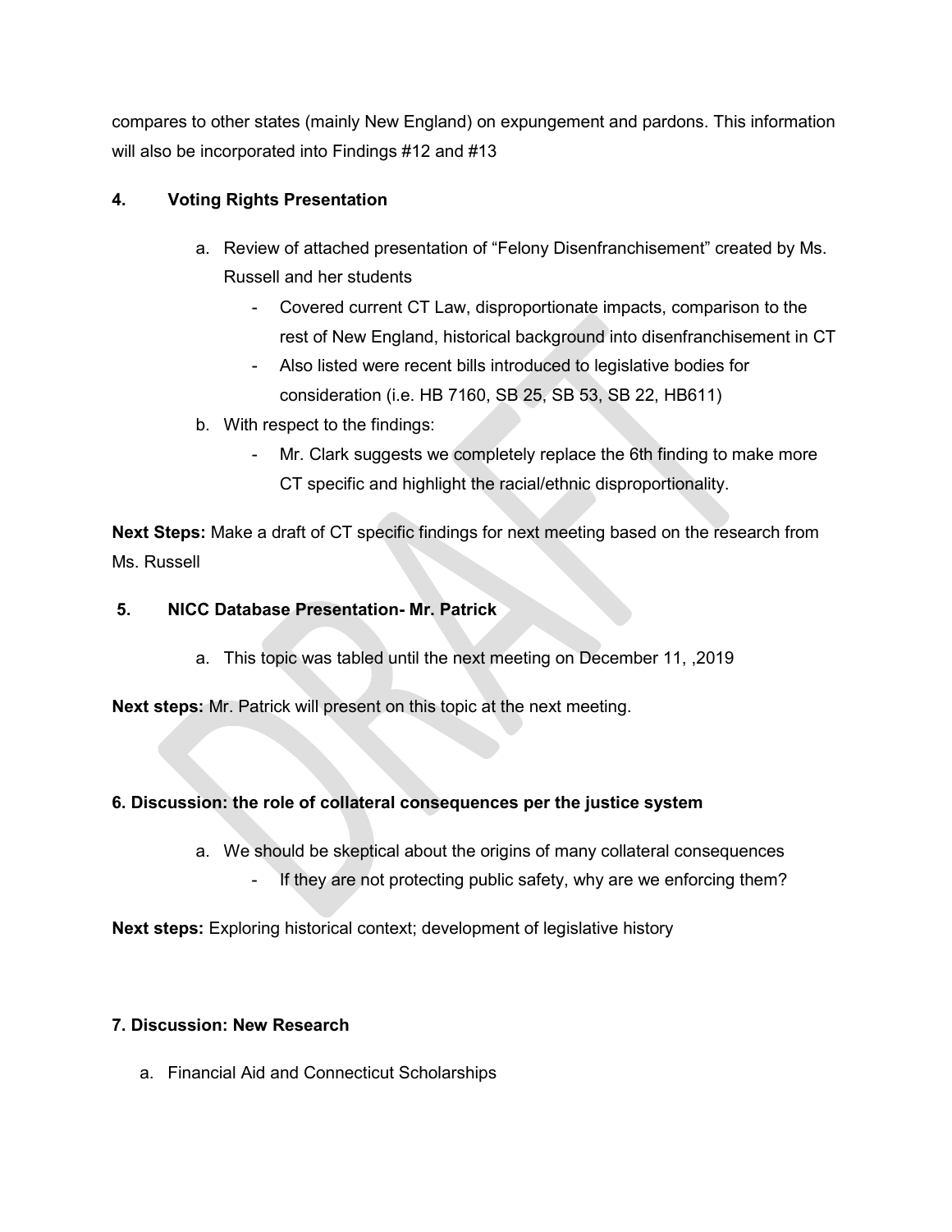compares to other states (mainly New England) on expungement and pardons. This information will also be incorporated into Findings #12 and #13

**4. Voting Rights Presentation**

a. Review of attached presentation of "Felony Disenfranchisement" created by Ms. Russell and her students
   - Covered current CT Law, disproportionate impacts, comparison to the rest of New England, historical background into disenfranchisement in CT
   - Also listed were recent bills introduced to legislative bodies for consideration (i.e. HB 7160, SB 25, SB 53, SB 22, HB611)

b. With respect to the findings:
   - Mr. Clark suggests we completely replace the 6th finding to make more CT specific and highlight the racial/ethnic disproportionality.

**Next Steps:** Make a draft of CT specific findings for next meeting based on the research from Ms. Russell

**5. NICC Database Presentation- Mr. Patrick**

a. This topic was tabled until the next meeting on December 11, ,2019

**Next steps:** Mr. Patrick will present on this topic at the next meeting.

**6. Discussion: the role of collateral consequences per the justice system**

a. We should be skeptical about the origins of many collateral consequences
   - If they are not protecting public safety, why are we enforcing them?

**Next steps:** Exploring historical context; development of legislative history

**7. Discussion: New Research**

a. Financial Aid and Connecticut Scholarships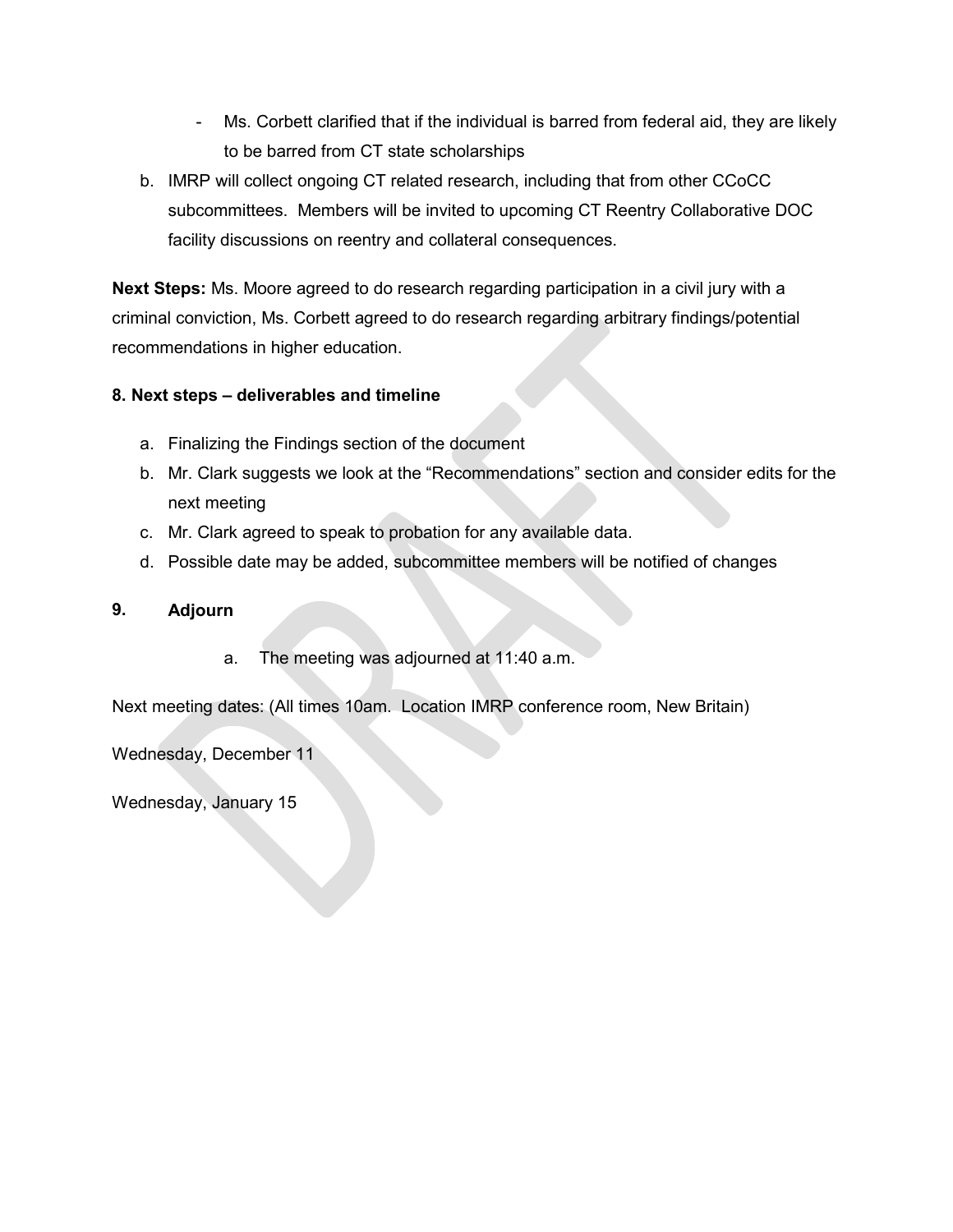- Ms. Corbett clarified that if the individual is barred from federal aid, they are likely to be barred from CT state scholarships

b. IMRP will collect ongoing CT related research, including that from other CCoCC subcommittees. Members will be invited to upcoming CT Reentry Collaborative DOC facility discussions on reentry and collateral consequences.

**Next Steps:** Ms. Moore agreed to do research regarding participation in a civil jury with a criminal conviction, Ms. Corbett agreed to do research regarding arbitrary findings/potential recommendations in higher education.

**8. Next steps – deliverables and timeline**

a. Finalizing the Findings section of the document
b. Mr. Clark suggests we look at the "Recommendations" section and consider edits for the next meeting
c. Mr. Clark agreed to speak to probation for any available data.
d. Possible date may be added, subcommittee members will be notified of changes

**9. Adjourn**

a. The meeting was adjourned at 11:40 a.m.

Next meeting dates: (All times 10am. Location IMRP conference room, New Britain)

Wednesday, December 11

Wednesday, January 15